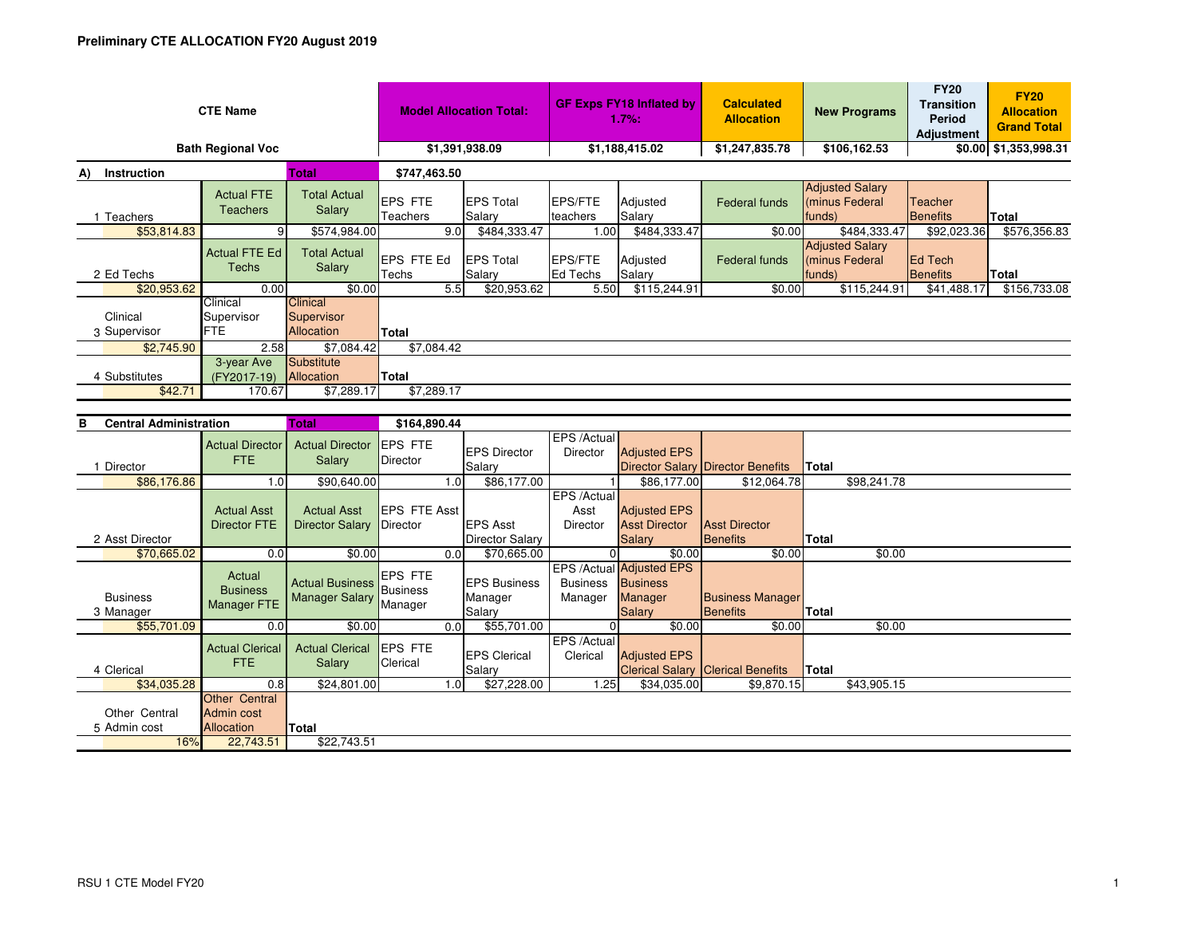**Preliminary CTE ALLOCATION FY20 August 2019**

| CTE Name | Model Allocation Total: | GF Exps FY18 Inflated by 1.7%: | Calculated Allocation | New Programs | FY20 Transition Period Adjustment | FY20 Allocation Grand Total |
|---|---|---|---|---|---|---|
| Bath Regional Voc | $1,391,938.09 | $1,188,415.02 | $1,247,835.78 | $106,162.53 | $0.00 | $1,353,998.31 |

**A) Instruction** — Total: $747,463.50

| 1 Teachers | Actual FTE Teachers | Total Actual Salary | EPS FTE Teachers | EPS Total Salary | EPS/FTE teachers | Adjusted Salary | Federal funds | Adjusted Salary (minus Federal funds) | Teacher Benefits | Total |
|---|---|---|---|---|---|---|---|---|---|---|
| $53,814.83 | 9 | $574,984.00 | 9.0 | $484,333.47 | 1.00 | $484,333.47 | $0.00 | $484,333.47 | $92,023.36 | $576,356.83 |

| 2 Ed Techs | Actual FTE Ed Techs | Total Actual Salary | EPS FTE Ed Techs | EPS Total Salary | EPS/FTE Ed Techs | Adjusted Salary | Federal funds | Adjusted Salary (minus Federal funds) | Ed Tech Benefits | Total |
|---|---|---|---|---|---|---|---|---|---|---|
| $20,953.62 | 0.00 | $0.00 | 5.5 | $20,953.62 | 5.50 | $115,244.91 | $0.00 | $115,244.91 | $41,488.17 | $156,733.08 |

| 3 Clinical Supervisor | Clinical Supervisor FTE | Clinical Supervisor Allocation | Total |
|---|---|---|---|
| $2,745.90 | 2.58 | $7,084.42 | $7,084.42 |

| 4 Substitutes | 3-year Ave (FY2017-19) | Substitute Allocation | Total |
|---|---|---|---|
| $42.71 | 170.67 | $7,289.17 | $7,289.17 |

**B Central Administration** — Total: $164,890.44

| 1 Director | Actual Director FTE | Actual Director Salary | EPS FTE Director | EPS Director Salary | EPS /Actual Director | Adjusted EPS Director Salary | Director Benefits | Total |
|---|---|---|---|---|---|---|---|---|
| $86,176.86 | 1.0 | $90,640.00 | 1.0 | $86,177.00 | 1 | $86,177.00 | $12,064.78 | $98,241.78 |

| 2 Asst Director | Actual Asst Director FTE | Actual Asst Director Salary | EPS FTE Asst Director | EPS Asst Director Salary | EPS /Actual Asst Director | Adjusted EPS Asst Director Salary | Asst Director Benefits | Total |
|---|---|---|---|---|---|---|---|---|
| $70,665.02 | 0.0 | $0.00 | 0.0 | $70,665.00 | 0 | $0.00 | $0.00 | $0.00 |

| 3 Business Manager | Actual Business Manager FTE | Actual Business Manager Salary | EPS FTE Business Manager | EPS Business Manager Salary | EPS /Actual Business Manager | Adjusted EPS Business Manager Salary | Business Manager Benefits | Total |
|---|---|---|---|---|---|---|---|---|
| $55,701.09 | 0.0 | $0.00 | 0.0 | $55,701.00 | 0 | $0.00 | $0.00 | $0.00 |

| 4 Clerical | Actual Clerical FTE | Actual Clerical Salary | EPS FTE Clerical | EPS Clerical Salary | EPS /Actual Clerical | Adjusted EPS Clerical Salary | Clerical Benefits | Total |
|---|---|---|---|---|---|---|---|---|
| $34,035.28 | 0.8 | $24,801.00 | 1.0 | $27,228.00 | 1.25 | $34,035.00 | $9,870.15 | $43,905.15 |

| 5 Other Central Admin cost | Other Central Admin cost Allocation | Total |
|---|---|---|
| 16% | 22,743.51 | $22,743.51 |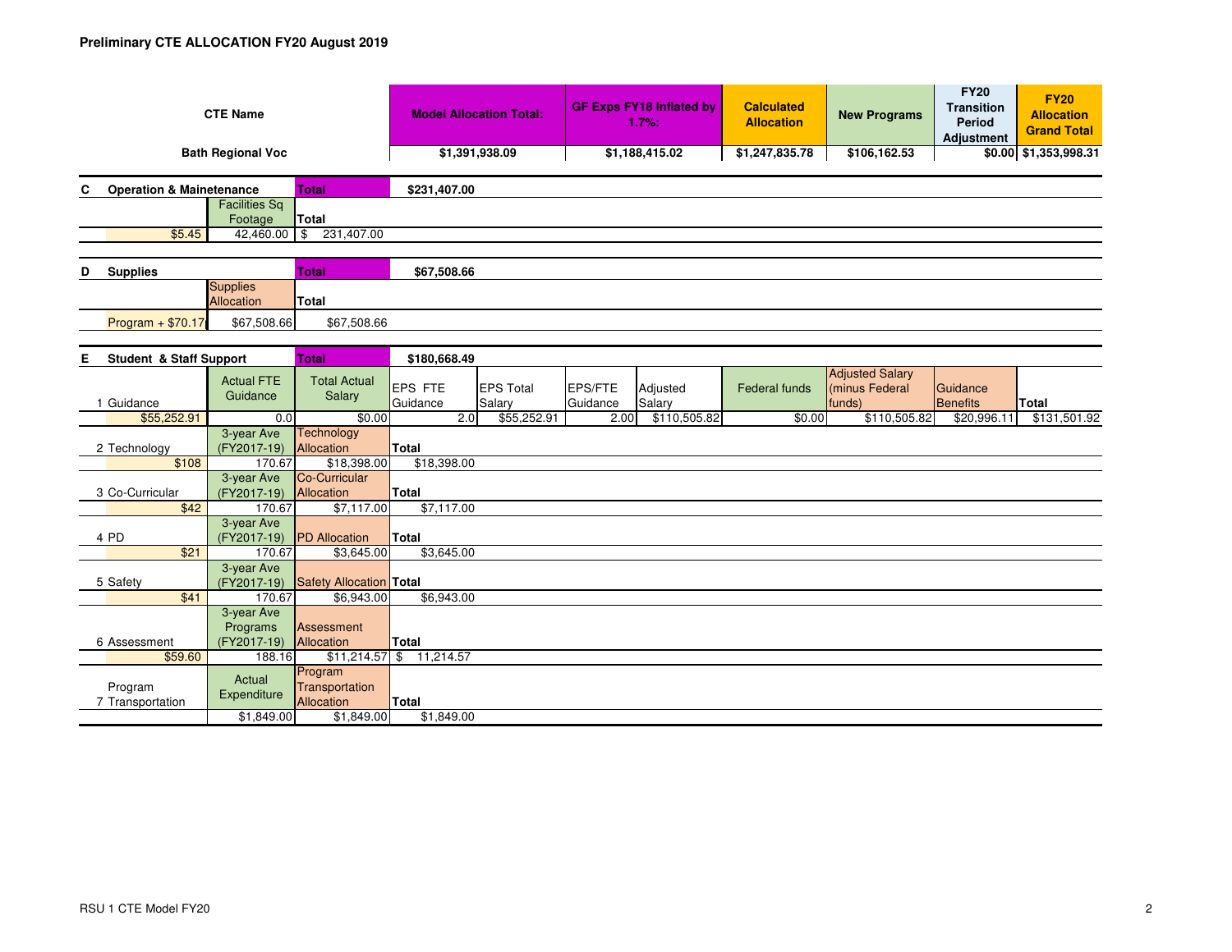**Preliminary CTE ALLOCATION FY20 August 2019**

| CTE Name | Model Allocation Total: | GF Exps FY18 Inflated by 1.7%: | Calculated Allocation | New Programs | FY20 Transition Period Adjustment | FY20 Allocation Grand Total |
|---|---|---|---|---|---|---|
| Bath Regional Voc | $1,391,938.09 | $1,188,415.02 | $1,247,835.78 | $106,162.53 | $0.00 | $1,353,998.31 |

**C Operation & Mainetenance** — Total: $231,407.00

| | Facilities Sq Footage | Total |
|---|---|---|
| $5.45 | 42,460.00 | $ 231,407.00 |

**D Supplies** — Total: $67,508.66

| | Supplies Allocation | Total |
|---|---|---|
| Program + $70.17 | $67,508.66 | $67,508.66 |

**E Student & Staff Support** — Total: $180,668.49

| 1 Guidance | Actual FTE Guidance | Total Actual Salary | EPS FTE Guidance | EPS Total Salary | EPS/FTE Guidance | Adjusted Salary | Federal funds | Adjusted Salary (minus Federal funds) | Guidance Benefits | Total |
|---|---|---|---|---|---|---|---|---|---|---|
| $55,252.91 | 0.0 | $0.00 | 2.0 | $55,252.91 | 2.00 | $110,505.82 | $0.00 | $110,505.82 | $20,996.11 | $131,501.92 |

| 2 Technology | 3-year Ave (FY2017-19) | Technology Allocation | Total |
|---|---|---|---|
| $108 | 170.67 | $18,398.00 | $18,398.00 |

| 3 Co-Curricular | 3-year Ave (FY2017-19) | Co-Curricular Allocation | Total |
|---|---|---|---|
| $42 | 170.67 | $7,117.00 | $7,117.00 |

| 4 PD | 3-year Ave (FY2017-19) | PD Allocation | Total |
|---|---|---|---|
| $21 | 170.67 | $3,645.00 | $3,645.00 |

| 5 Safety | 3-year Ave (FY2017-19) | Safety Allocation | Total |
|---|---|---|---|
| $41 | 170.67 | $6,943.00 | $6,943.00 |

| 6 Assessment | 3-year Ave Programs (FY2017-19) | Assessment Allocation | Total |
|---|---|---|---|
| $59.60 | 188.16 | $11,214.57 | $ 11,214.57 |

| 7 Program Transportation | Actual Expenditure | Program Transportation Allocation | Total |
|---|---|---|---|
| | $1,849.00 | $1,849.00 | $1,849.00 |

RSU 1 CTE Model FY20